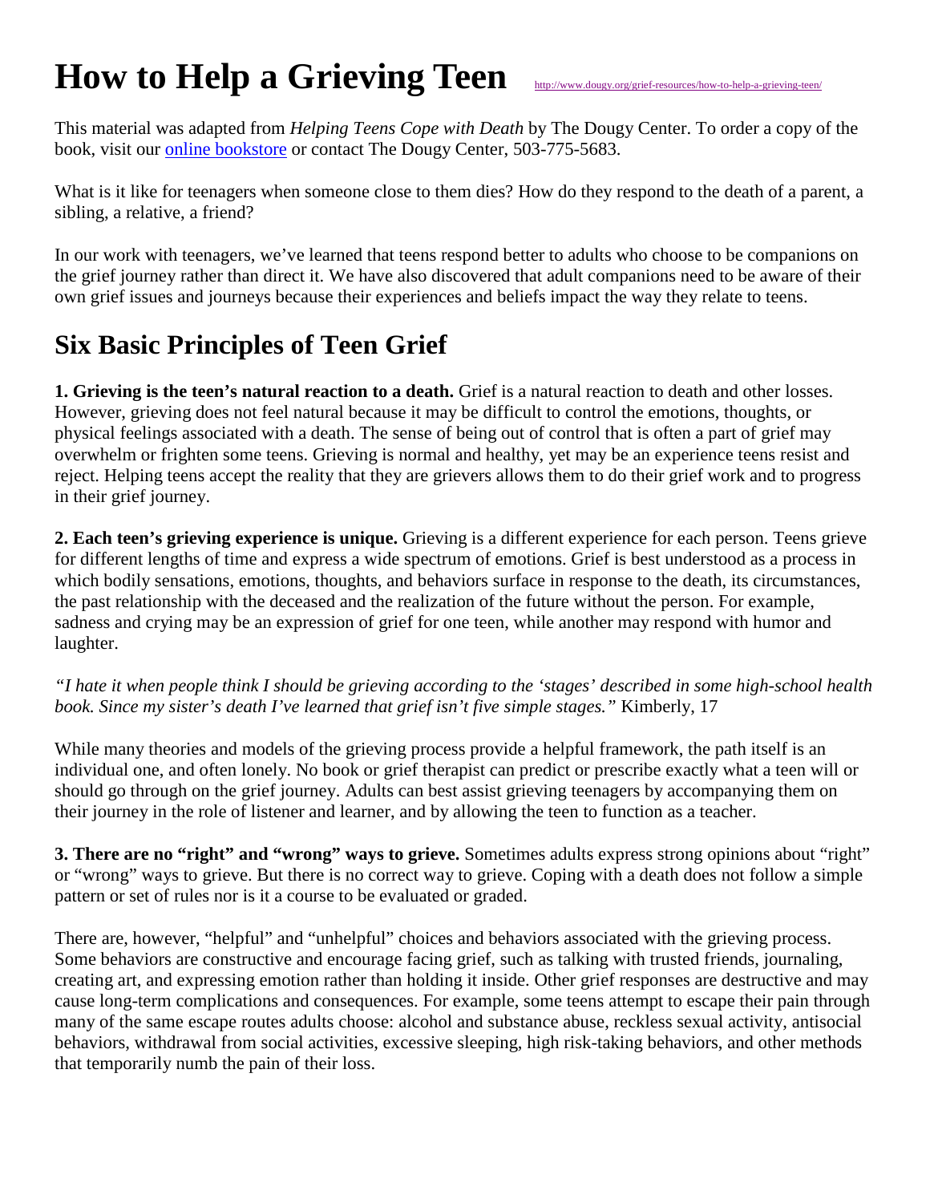# How to Help a Grieving Teen

http://www.dougy.org/grief-resources/how-to-help-a-grieving-teen/

This material was adapted from *Helping Teens Cope with Death* by The Dougy Center. To order a copy of the book, visit our online bookstore or contact The Dougy Center, 503-775-5683.

What is it like for teenagers when someone close to them dies? How do they respond to the death of a parent, a sibling, a relative, a friend?

In our work with teenagers, we've learned that teens respond better to adults who choose to be companions on the grief journey rather than direct it. We have also discovered that adult companions need to be aware of their own grief issues and journeys because their experiences and beliefs impact the way they relate to teens.

## Six Basic Principles of Teen Grief

**1. Grieving is the teen's natural reaction to a death.** Grief is a natural reaction to death and other losses. However, grieving does not feel natural because it may be difficult to control the emotions, thoughts, or physical feelings associated with a death. The sense of being out of control that is often a part of grief may overwhelm or frighten some teens. Grieving is normal and healthy, yet may be an experience teens resist and reject. Helping teens accept the reality that they are grievers allows them to do their grief work and to progress in their grief journey.

**2. Each teen's grieving experience is unique.** Grieving is a different experience for each person. Teens grieve for different lengths of time and express a wide spectrum of emotions. Grief is best understood as a process in which bodily sensations, emotions, thoughts, and behaviors surface in response to the death, its circumstances, the past relationship with the deceased and the realization of the future without the person. For example, sadness and crying may be an expression of grief for one teen, while another may respond with humor and laughter.

*"I hate it when people think I should be grieving according to the 'stages' described in some high-school health book. Since my sister's death I've learned that grief isn't five simple stages."* Kimberly, 17

While many theories and models of the grieving process provide a helpful framework, the path itself is an individual one, and often lonely. No book or grief therapist can predict or prescribe exactly what a teen will or should go through on the grief journey. Adults can best assist grieving teenagers by accompanying them on their journey in the role of listener and learner, and by allowing the teen to function as a teacher.

**3. There are no "right" and "wrong" ways to grieve.** Sometimes adults express strong opinions about "right" or "wrong" ways to grieve. But there is no correct way to grieve. Coping with a death does not follow a simple pattern or set of rules nor is it a course to be evaluated or graded.

There are, however, "helpful" and "unhelpful" choices and behaviors associated with the grieving process. Some behaviors are constructive and encourage facing grief, such as talking with trusted friends, journaling, creating art, and expressing emotion rather than holding it inside. Other grief responses are destructive and may cause long-term complications and consequences. For example, some teens attempt to escape their pain through many of the same escape routes adults choose: alcohol and substance abuse, reckless sexual activity, antisocial behaviors, withdrawal from social activities, excessive sleeping, high risk-taking behaviors, and other methods that temporarily numb the pain of their loss.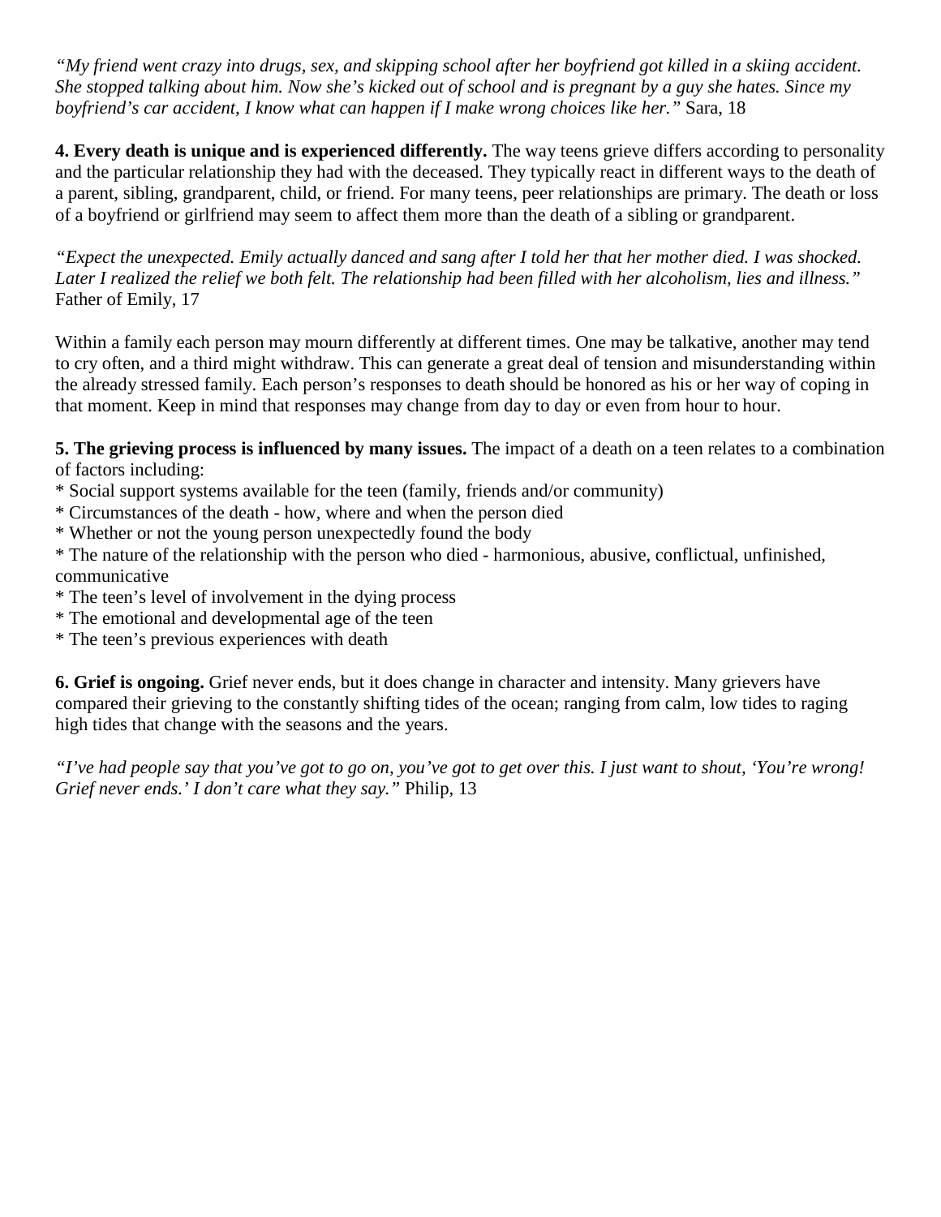*"My friend went crazy into drugs, sex, and skipping school after her boyfriend got killed in a skiing accident. She stopped talking about him. Now she's kicked out of school and is pregnant by a guy she hates. Since my boyfriend's car accident, I know what can happen if I make wrong choices like her."* Sara, 18

**4. Every death is unique and is experienced differently.** The way teens grieve differs according to personality and the particular relationship they had with the deceased. They typically react in different ways to the death of a parent, sibling, grandparent, child, or friend. For many teens, peer relationships are primary. The death or loss of a boyfriend or girlfriend may seem to affect them more than the death of a sibling or grandparent.

*"Expect the unexpected. Emily actually danced and sang after I told her that her mother died. I was shocked. Later I realized the relief we both felt. The relationship had been filled with her alcoholism, lies and illness."* Father of Emily, 17

Within a family each person may mourn differently at different times. One may be talkative, another may tend to cry often, and a third might withdraw. This can generate a great deal of tension and misunderstanding within the already stressed family. Each person's responses to death should be honored as his or her way of coping in that moment. Keep in mind that responses may change from day to day or even from hour to hour.

**5. The grieving process is influenced by many issues.** The impact of a death on a teen relates to a combination of factors including:

* Social support systems available for the teen (family, friends and/or community)
* Circumstances of the death - how, where and when the person died
* Whether or not the young person unexpectedly found the body
* The nature of the relationship with the person who died - harmonious, abusive, conflictual, unfinished, communicative
* The teen's level of involvement in the dying process
* The emotional and developmental age of the teen
* The teen's previous experiences with death

**6. Grief is ongoing.** Grief never ends, but it does change in character and intensity. Many grievers have compared their grieving to the constantly shifting tides of the ocean; ranging from calm, low tides to raging high tides that change with the seasons and the years.

*"I've had people say that you've got to go on, you've got to get over this. I just want to shout, 'You're wrong! Grief never ends.' I don't care what they say."* Philip, 13